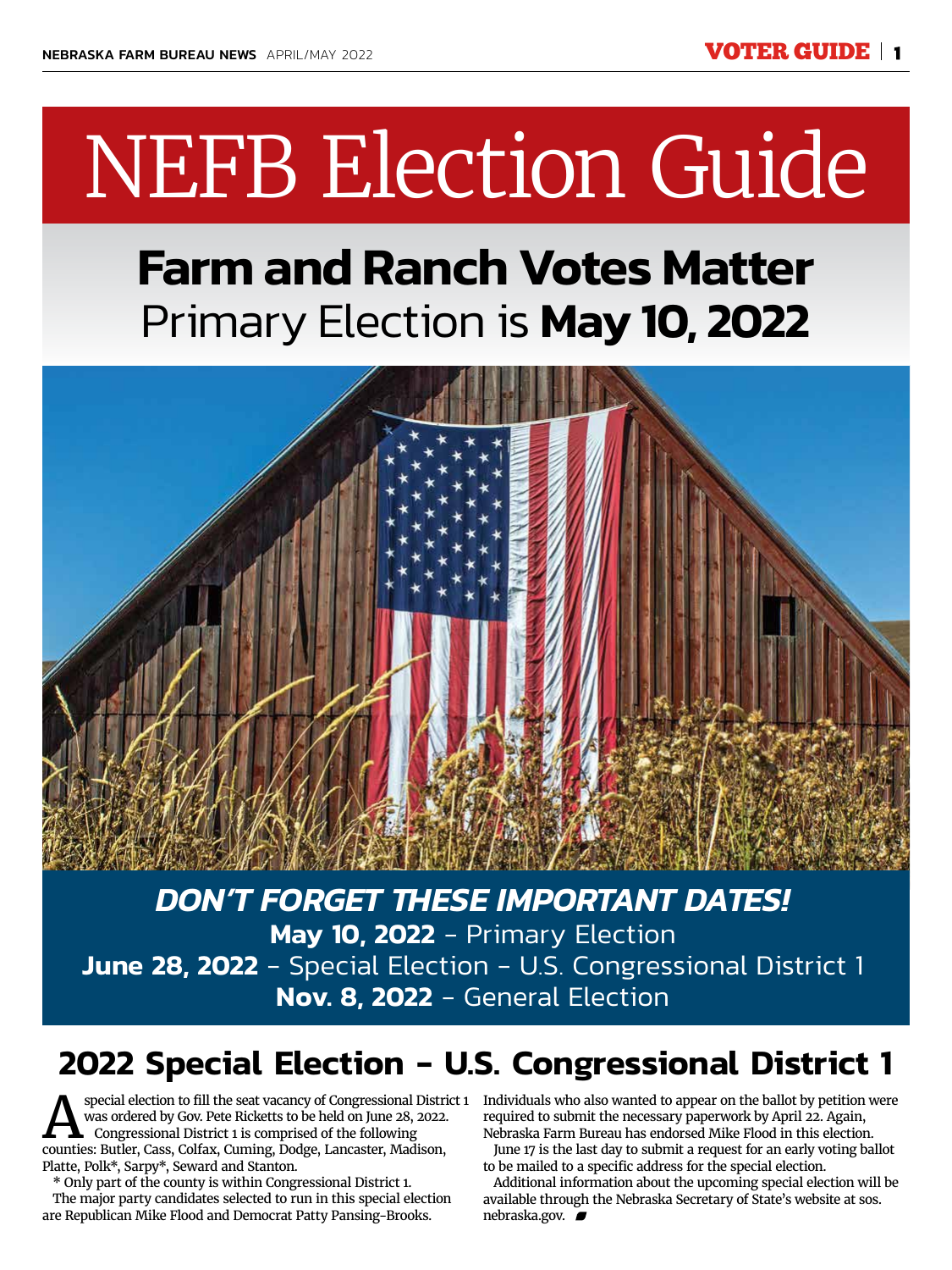# NEFB Election Guide

## Farm and Ranch Votes Matter
## Primary Election is **May 10, 2022**

***DON'T FORGET THESE IMPORTANT DATES!***

**May 10, 2022** - Primary Election
**June 28, 2022** - Special Election - U.S. Congressional District 1
**Nov. 8, 2022** - General Election

## 2022 Special Election - U.S. Congressional District 1

A special election to fill the seat vacancy of Congressional District 1 was ordered by Gov. Pete Ricketts to be held on June 28, 2022. Congressional District 1 is comprised of the following counties: Butler, Cass, Colfax, Cuming, Dodge, Lancaster, Madison, Platte, Polk*, Sarpy*, Seward and Stanton.

\* Only part of the county is within Congressional District 1.

The major party candidates selected to run in this special election are Republican Mike Flood and Democrat Patty Pansing-Brooks. Individuals who also wanted to appear on the ballot by petition were required to submit the necessary paperwork by April 22. Again, Nebraska Farm Bureau has endorsed Mike Flood in this election.

June 17 is the last day to submit a request for an early voting ballot to be mailed to a specific address for the special election.

Additional information about the upcoming special election will be available through the Nebraska Secretary of State's website at sos.nebraska.gov.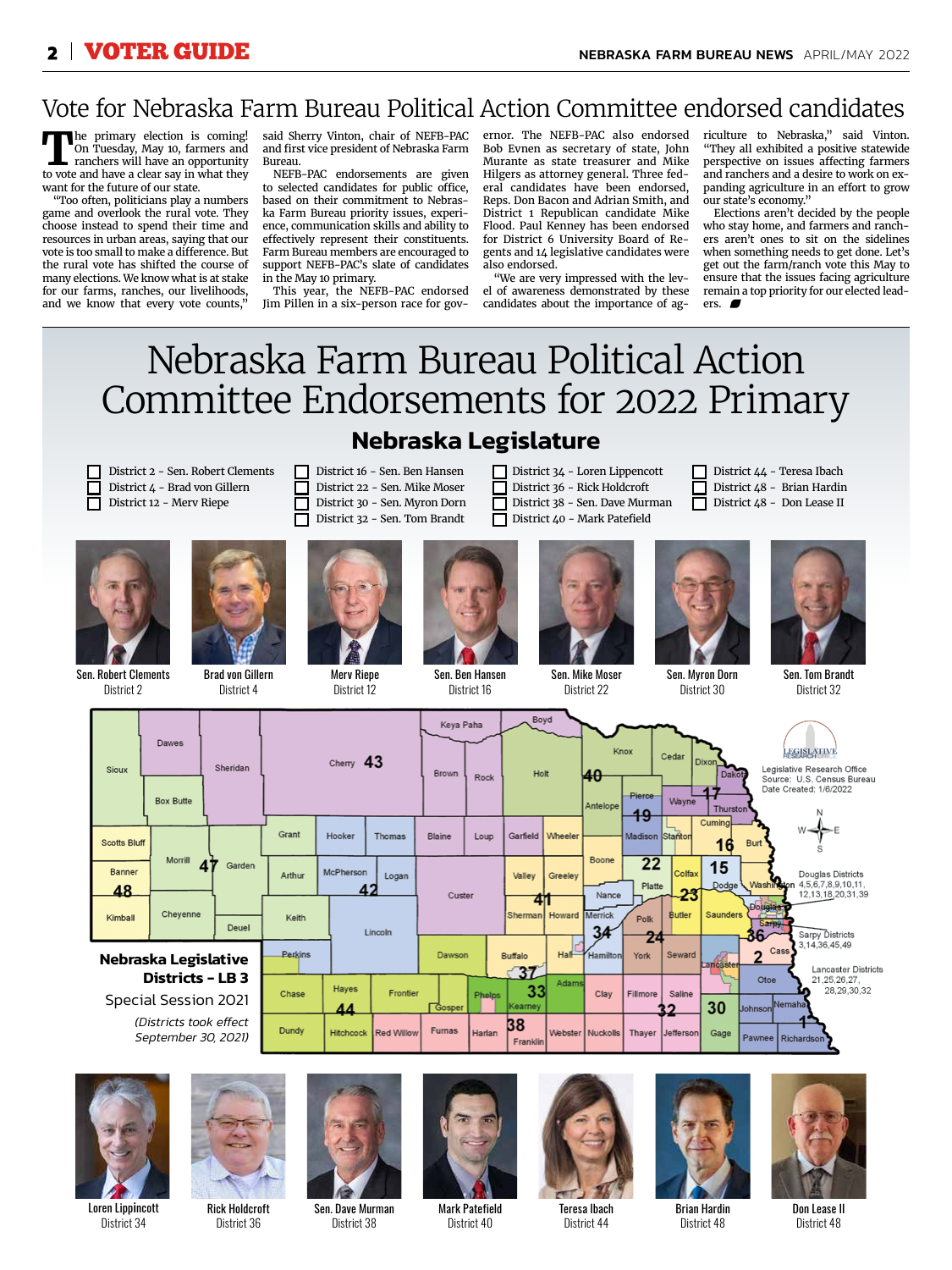# Vote for Nebraska Farm Bureau Political Action Committee endorsed candidates

The primary election is coming! On Tuesday, May 10, farmers and ranchers will have an opportunity to vote and have a clear say in what they want for the future of our state.

"Too often, politicians play a numbers game and overlook the rural vote. They choose instead to spend their time and resources in urban areas, saying that our vote is too small to make a difference. But the rural vote has shifted the course of many elections. We know what is at stake for our farms, ranches, our livelihoods, and we know that every vote counts," said Sherry Vinton, chair of NEFB-PAC and first vice president of Nebraska Farm Bureau.

NEFB-PAC endorsements are given to selected candidates for public office, based on their commitment to Nebraska Farm Bureau priority issues, experience, communication skills and ability to effectively represent their constituents. Farm Bureau members are encouraged to support NEFB-PAC's slate of candidates in the May 10 primary.

This year, the NEFB-PAC endorsed Jim Pillen in a six-person race for governor. The NEFB-PAC also endorsed Bob Evnen as secretary of state, John Murante as state treasurer and Mike Hilgers as attorney general. Three federal candidates have been endorsed, Reps. Don Bacon and Adrian Smith, and District 1 Republican candidate Mike Flood. Paul Kenney has been endorsed for District 6 University Board of Regents and 14 legislative candidates were also endorsed.

"We are very impressed with the level of awareness demonstrated by these candidates about the importance of agriculture to Nebraska," said Vinton. "They all exhibited a positive statewide perspective on issues affecting farmers and ranchers and a desire to work on expanding agriculture in an effort to grow our state's economy."

Elections aren't decided by the people who stay home, and farmers and ranchers aren't ones to sit on the sidelines when something needs to get done. Let's get out the farm/ranch vote this May to ensure that the issues facing agriculture remain a top priority for our elected leaders.

# Nebraska Farm Bureau Political Action Committee Endorsements for 2022 Primary

## Nebraska Legislature

- [ ] District 2 - Sen. Robert Clements
- [ ] District 4 - Brad von Gillern
- [ ] District 12 - Merv Riepe
- [ ] District 16 - Sen. Ben Hansen
- [ ] District 22 - Sen. Mike Moser
- [ ] District 30 - Sen. Myron Dorn
- [ ] District 32 - Sen. Tom Brandt
- [ ] District 34 - Loren Lippencott
- [ ] District 36 - Rick Holdcroft
- [ ] District 38 - Sen. Dave Murman
- [ ] District 40 - Mark Patefield
- [ ] District 44 - Teresa Ibach
- [ ] District 48 - Brian Hardin
- [ ] District 48 - Don Lease II

Sen. Robert Clements
District 2

Brad von Gillern
District 4

Merv Riepe
District 12

Sen. Ben Hansen
District 16

Sen. Mike Moser
District 22

Sen. Myron Dorn
District 30

Sen. Tom Brandt
District 32

**Nebraska Legislative Districts - LB 3**
Special Session 2021
*(Districts took effect September 30, 2021)*

Legislative Research Office
Source: U.S. Census Bureau
Date Created: 1/6/2022

Douglas Districts 4,5,6,7,8,9,10,11, 12,13,18,20,31,39

Sarpy Districts 3,14,36,45,49

Lancaster Districts 21,25,26,27, 28,29,30,32

Loren Lippincott
District 34

Rick Holdcroft
District 36

Sen. Dave Murman
District 38

Mark Patefield
District 40

Teresa Ibach
District 44

Brian Hardin
District 48

Don Lease II
District 48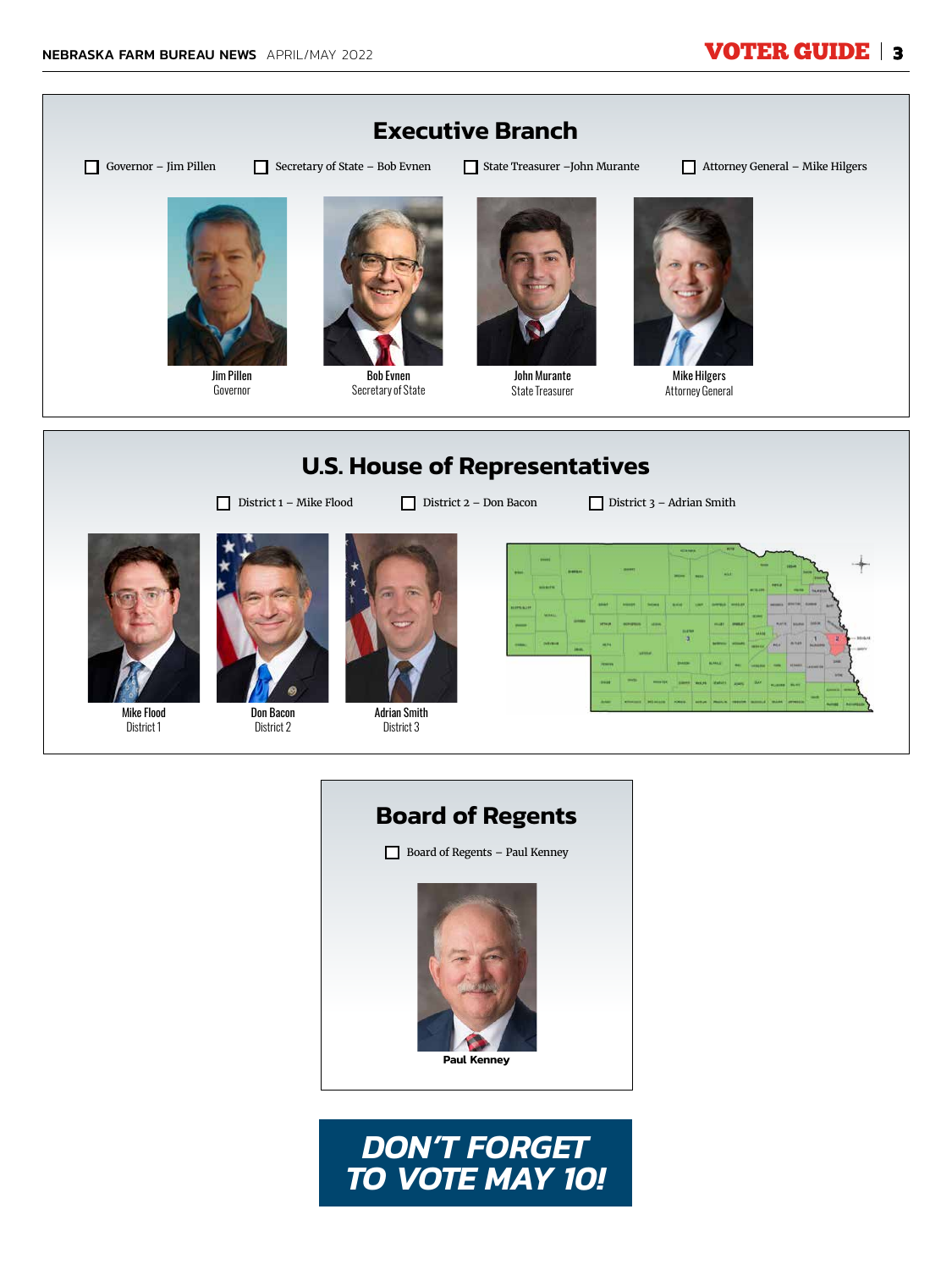## Executive Branch

- ☐ Governor – Jim Pillen
- ☐ Secretary of State – Bob Evnen
- ☐ State Treasurer –John Murante
- ☐ Attorney General – Mike Hilgers

Jim Pillen
Governor

Bob Evnen
Secretary of State

John Murante
State Treasurer

Mike Hilgers
Attorney General

## U.S. House of Representatives

- ☐ District 1 – Mike Flood
- ☐ District 2 – Don Bacon
- ☐ District 3 – Adrian Smith

Mike Flood
District 1

Don Bacon
District 2

Adrian Smith
District 3

## Board of Regents

- ☐ Board of Regents – Paul Kenney

**Paul Kenney**

***DON'T FORGET TO VOTE MAY 10!***